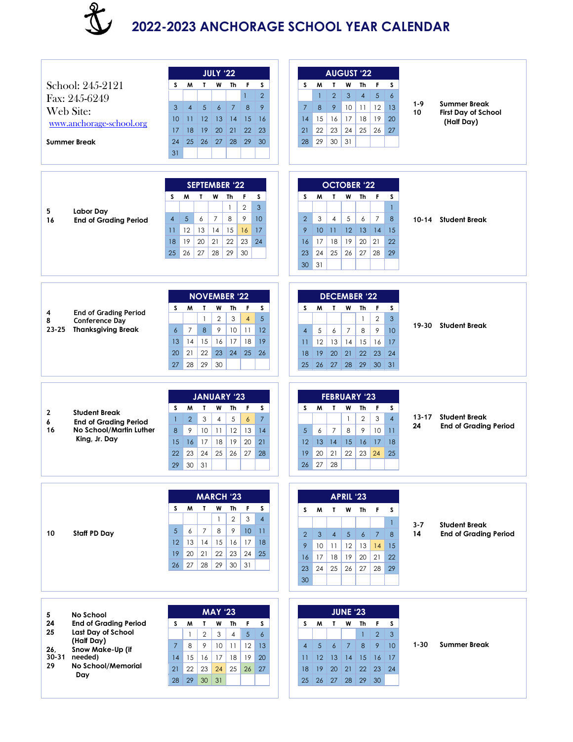# 2022-2023 ANCHORAGE SCHOOL YEAR CALENDAR

School: 245-2121
Fax: 245-6249
Web Site:
www.anchorage-school.org

**Summer Break**

| JULY '22 | | | | | | |
|---|---|---|---|---|---|---|
| S | M | T | W | Th | F | S |
| | | | | | 1 | 2 |
| 3 | 4 | 5 | 6 | 7 | 8 | 9 |
| 10 | 11 | 12 | 13 | 14 | 15 | 16 |
| 17 | 18 | 19 | 20 | 21 | 22 | 23 |
| 24 | 25 | 26 | 27 | 28 | 29 | 30 |
| 31 | | | | | | |

| AUGUST '22 | | | | | | |
|---|---|---|---|---|---|---|
| S | M | T | W | Th | F | S |
| | 1 | 2 | 3 | 4 | 5 | 6 |
| 7 | 8 | 9 | 10 | 11 | 12 | 13 |
| 14 | 15 | 16 | 17 | 18 | 19 | 20 |
| 21 | 22 | 23 | 24 | 25 | 26 | 27 |
| 28 | 29 | 30 | 31 | | | |

**1-9** Summer Break
**10** First Day of School (Half Day)

**5** Labor Day
**16** End of Grading Period

| SEPTEMBER '22 | | | | | | |
|---|---|---|---|---|---|---|
| S | M | T | W | Th | F | S |
| | | | | 1 | 2 | 3 |
| 4 | 5 | 6 | 7 | 8 | 9 | 10 |
| 11 | 12 | 13 | 14 | 15 | 16 | 17 |
| 18 | 19 | 20 | 21 | 22 | 23 | 24 |
| 25 | 26 | 27 | 28 | 29 | 30 | |

| OCTOBER '22 | | | | | | |
|---|---|---|---|---|---|---|
| S | M | T | W | Th | F | S |
| | | | | | | 1 |
| 2 | 3 | 4 | 5 | 6 | 7 | 8 |
| 9 | 10 | 11 | 12 | 13 | 14 | 15 |
| 16 | 17 | 18 | 19 | 20 | 21 | 22 |
| 23 | 24 | 25 | 26 | 27 | 28 | 29 |
| 30 | 31 | | | | | |

**10-14** Student Break

**4** End of Grading Period
**8** Conference Day
**23-25** Thanksgiving Break

| NOVEMBER '22 | | | | | | |
|---|---|---|---|---|---|---|
| S | M | T | W | Th | F | S |
| | | 1 | 2 | 3 | 4 | 5 |
| 6 | 7 | 8 | 9 | 10 | 11 | 12 |
| 13 | 14 | 15 | 16 | 17 | 18 | 19 |
| 20 | 21 | 22 | 23 | 24 | 25 | 26 |
| 27 | 28 | 29 | 30 | | | |

| DECEMBER '22 | | | | | | |
|---|---|---|---|---|---|---|
| S | M | T | W | Th | F | S |
| | | | | 1 | 2 | 3 |
| 4 | 5 | 6 | 7 | 8 | 9 | 10 |
| 11 | 12 | 13 | 14 | 15 | 16 | 17 |
| 18 | 19 | 20 | 21 | 22 | 23 | 24 |
| 25 | 26 | 27 | 28 | 29 | 30 | 31 |

**19-30** Student Break

**2** Student Break
**6** End of Grading Period
**16** No School/Martin Luther King, Jr. Day

| JANUARY '23 | | | | | | |
|---|---|---|---|---|---|---|
| S | M | T | W | Th | F | S |
| 1 | 2 | 3 | 4 | 5 | 6 | 7 |
| 8 | 9 | 10 | 11 | 12 | 13 | 14 |
| 15 | 16 | 17 | 18 | 19 | 20 | 21 |
| 22 | 23 | 24 | 25 | 26 | 27 | 28 |
| 29 | 30 | 31 | | | | |

| FEBRUARY '23 | | | | | | |
|---|---|---|---|---|---|---|
| S | M | T | W | Th | F | S |
| | | | 1 | 2 | 3 | 4 |
| 5 | 6 | 7 | 8 | 9 | 10 | 11 |
| 12 | 13 | 14 | 15 | 16 | 17 | 18 |
| 19 | 20 | 21 | 22 | 23 | 24 | 25 |
| 26 | 27 | 28 | | | | |

**13-17** Student Break
**24** End of Grading Period

**10** Staff PD Day

| MARCH '23 | | | | | | |
|---|---|---|---|---|---|---|
| S | M | T | W | Th | F | S |
| | | | 1 | 2 | 3 | 4 |
| 5 | 6 | 7 | 8 | 9 | 10 | 11 |
| 12 | 13 | 14 | 15 | 16 | 17 | 18 |
| 19 | 20 | 21 | 22 | 23 | 24 | 25 |
| 26 | 27 | 28 | 29 | 30 | 31 | |

| APRIL '23 | | | | | | |
|---|---|---|---|---|---|---|
| S | M | T | W | Th | F | S |
| | | | | | | 1 |
| 2 | 3 | 4 | 5 | 6 | 7 | 8 |
| 9 | 10 | 11 | 12 | 13 | 14 | 15 |
| 16 | 17 | 18 | 19 | 20 | 21 | 22 |
| 23 | 24 | 25 | 26 | 27 | 28 | 29 |
| 30 | | | | | | |

**3-7** Student Break
**14** End of Grading Period

**5** No School
**24** End of Grading Period
**25** Last Day of School (Half Day)
**26, 30-31** Snow Make-Up (if needed)
**29** No School/Memorial Day

| MAY '23 | | | | | | |
|---|---|---|---|---|---|---|
| S | M | T | W | Th | F | S |
| | 1 | 2 | 3 | 4 | 5 | 6 |
| 7 | 8 | 9 | 10 | 11 | 12 | 13 |
| 14 | 15 | 16 | 17 | 18 | 19 | 20 |
| 21 | 22 | 23 | 24 | 25 | 26 | 27 |
| 28 | 29 | 30 | 31 | | | |

| JUNE '23 | | | | | | |
|---|---|---|---|---|---|---|
| S | M | T | W | Th | F | S |
| | | | | 1 | 2 | 3 |
| 4 | 5 | 6 | 7 | 8 | 9 | 10 |
| 11 | 12 | 13 | 14 | 15 | 16 | 17 |
| 18 | 19 | 20 | 21 | 22 | 23 | 24 |
| 25 | 26 | 27 | 28 | 29 | 30 | |

**1-30** Summer Break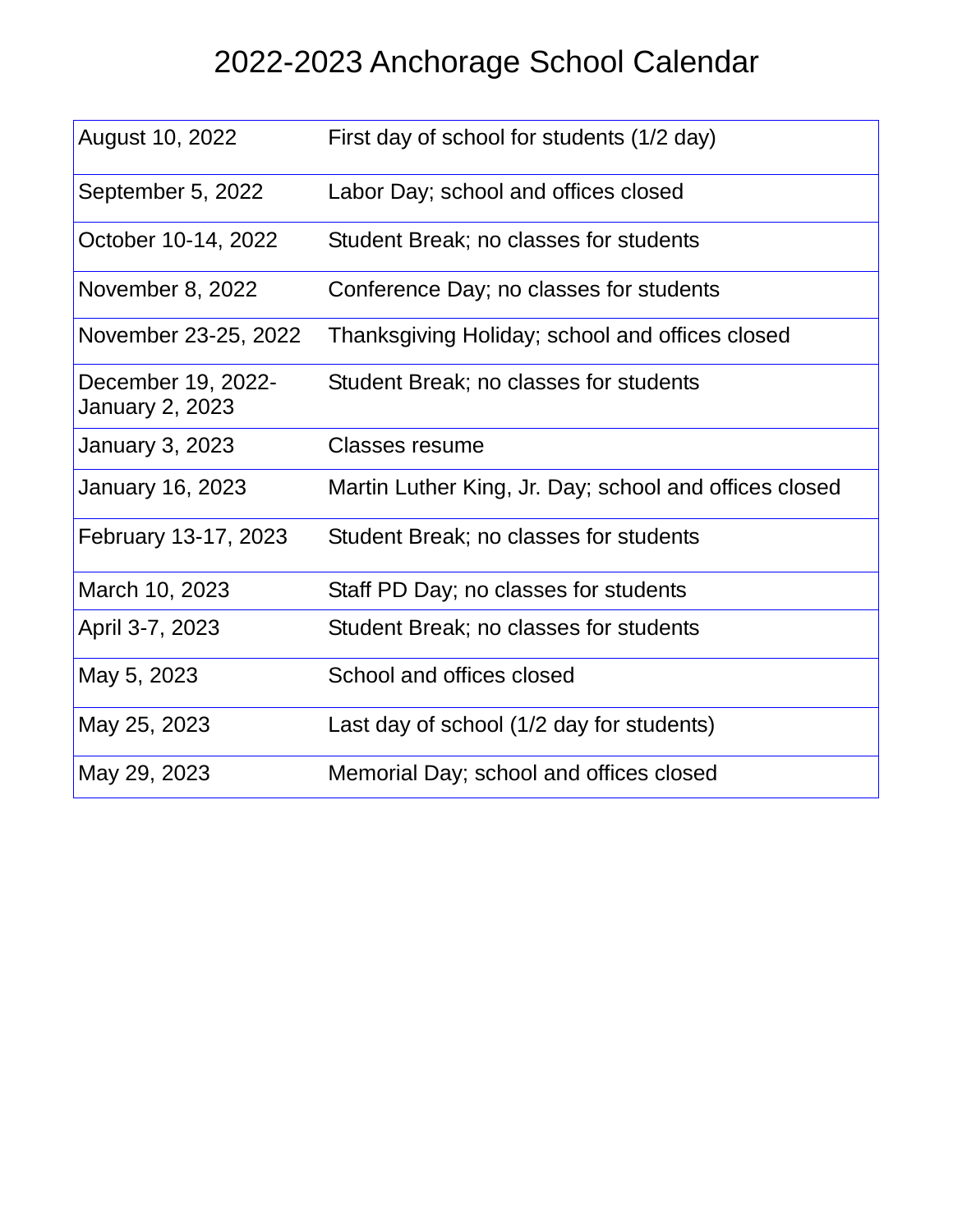# 2022-2023 Anchorage School Calendar

| | |
|---|---|
| August 10, 2022 | First day of school for students (1/2 day) |
| September 5, 2022 | Labor Day; school and offices closed |
| October 10-14, 2022 | Student Break; no classes for students |
| November 8, 2022 | Conference Day; no classes for students |
| November 23-25, 2022 | Thanksgiving Holiday; school and offices closed |
| December 19, 2022-January 2, 2023 | Student Break; no classes for students |
| January 3, 2023 | Classes resume |
| January 16, 2023 | Martin Luther King, Jr. Day; school and offices closed |
| February 13-17, 2023 | Student Break; no classes for students |
| March 10, 2023 | Staff PD Day; no classes for students |
| April 3-7, 2023 | Student Break; no classes for students |
| May 5, 2023 | School and offices closed |
| May 25, 2023 | Last day of school (1/2 day for students) |
| May 29, 2023 | Memorial Day; school and offices closed |